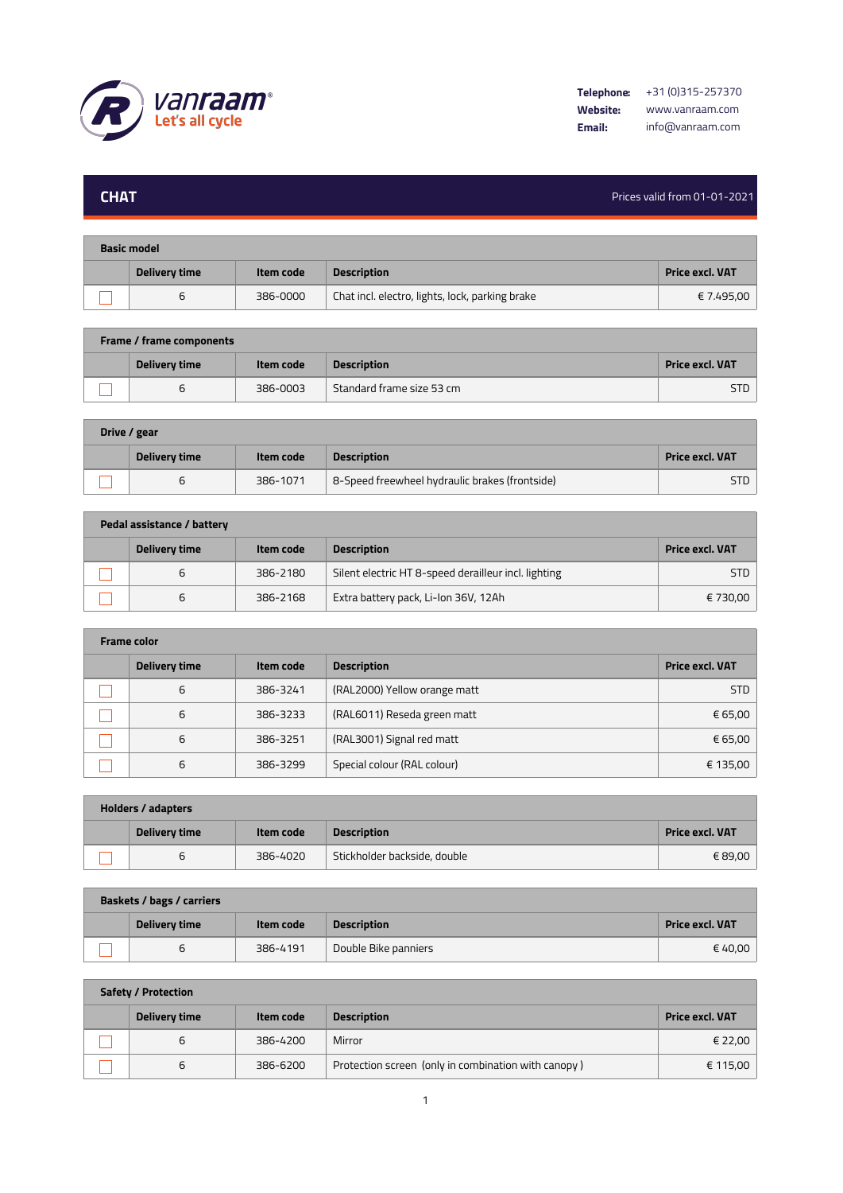vanraam® Let's all cycle

**Telephone:** +31 (0)315-257370
**Website:** www.vanraam.com
**Email:** info@vanraam.com

# CHAT

Prices valid from 01-01-2021

**Basic model**

| | Delivery time | Item code | Description | Price excl. VAT |
|---|---|---|---|---|
| ☐ | 6 | 386-0000 | Chat incl. electro, lights, lock, parking brake | € 7.495,00 |

**Frame / frame components**

| | Delivery time | Item code | Description | Price excl. VAT |
|---|---|---|---|---|
| ☐ | 6 | 386-0003 | Standard frame size 53 cm | STD |

**Drive / gear**

| | Delivery time | Item code | Description | Price excl. VAT |
|---|---|---|---|---|
| ☐ | 6 | 386-1071 | 8-Speed freewheel hydraulic brakes (frontside) | STD |

**Pedal assistance / battery**

| | Delivery time | Item code | Description | Price excl. VAT |
|---|---|---|---|---|
| ☐ | 6 | 386-2180 | Silent electric HT 8-speed derailleur incl. lighting | STD |
| ☐ | 6 | 386-2168 | Extra battery pack, Li-Ion 36V, 12Ah | € 730,00 |

**Frame color**

| | Delivery time | Item code | Description | Price excl. VAT |
|---|---|---|---|---|
| ☐ | 6 | 386-3241 | (RAL2000) Yellow orange matt | STD |
| ☐ | 6 | 386-3233 | (RAL6011) Reseda green matt | € 65,00 |
| ☐ | 6 | 386-3251 | (RAL3001) Signal red matt | € 65,00 |
| ☐ | 6 | 386-3299 | Special colour (RAL colour) | € 135,00 |

**Holders / adapters**

| | Delivery time | Item code | Description | Price excl. VAT |
|---|---|---|---|---|
| ☐ | 6 | 386-4020 | Stickholder backside, double | € 89,00 |

**Baskets / bags / carriers**

| | Delivery time | Item code | Description | Price excl. VAT |
|---|---|---|---|---|
| ☐ | 6 | 386-4191 | Double Bike panniers | € 40,00 |

**Safety / Protection**

| | Delivery time | Item code | Description | Price excl. VAT |
|---|---|---|---|---|
| ☐ | 6 | 386-4200 | Mirror | € 22,00 |
| ☐ | 6 | 386-6200 | Protection screen (only in combination with canopy ) | € 115,00 |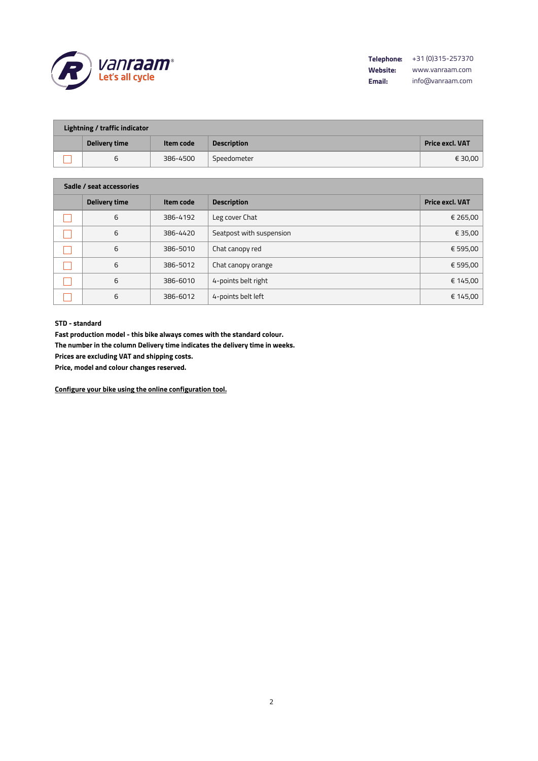vanraam®
Let's all cycle

**Telephone:** +31 (0)315-257370
**Website:** www.vanraam.com
**Email:** info@vanraam.com

| Lightning / traffic indicator | | | | |
|---|---|---|---|---|
| | **Delivery time** | **Item code** | **Description** | **Price excl. VAT** |
| ☐ | 6 | 386-4500 | Speedometer | € 30,00 |

| Sadle / seat accessories | | | | |
|---|---|---|---|---|
| | **Delivery time** | **Item code** | **Description** | **Price excl. VAT** |
| ☐ | 6 | 386-4192 | Leg cover Chat | € 265,00 |
| ☐ | 6 | 386-4420 | Seatpost with suspension | € 35,00 |
| ☐ | 6 | 386-5010 | Chat canopy red | € 595,00 |
| ☐ | 6 | 386-5012 | Chat canopy orange | € 595,00 |
| ☐ | 6 | 386-6010 | 4-points belt right | € 145,00 |
| ☐ | 6 | 386-6012 | 4-points belt left | € 145,00 |

**STD - standard**
**Fast production model - this bike always comes with the standard colour.**
**The number in the column Delivery time indicates the delivery time in weeks.**
**Prices are excluding VAT and shipping costs.**
**Price, model and colour changes reserved.**

**Configure your bike using the online configuration tool.**